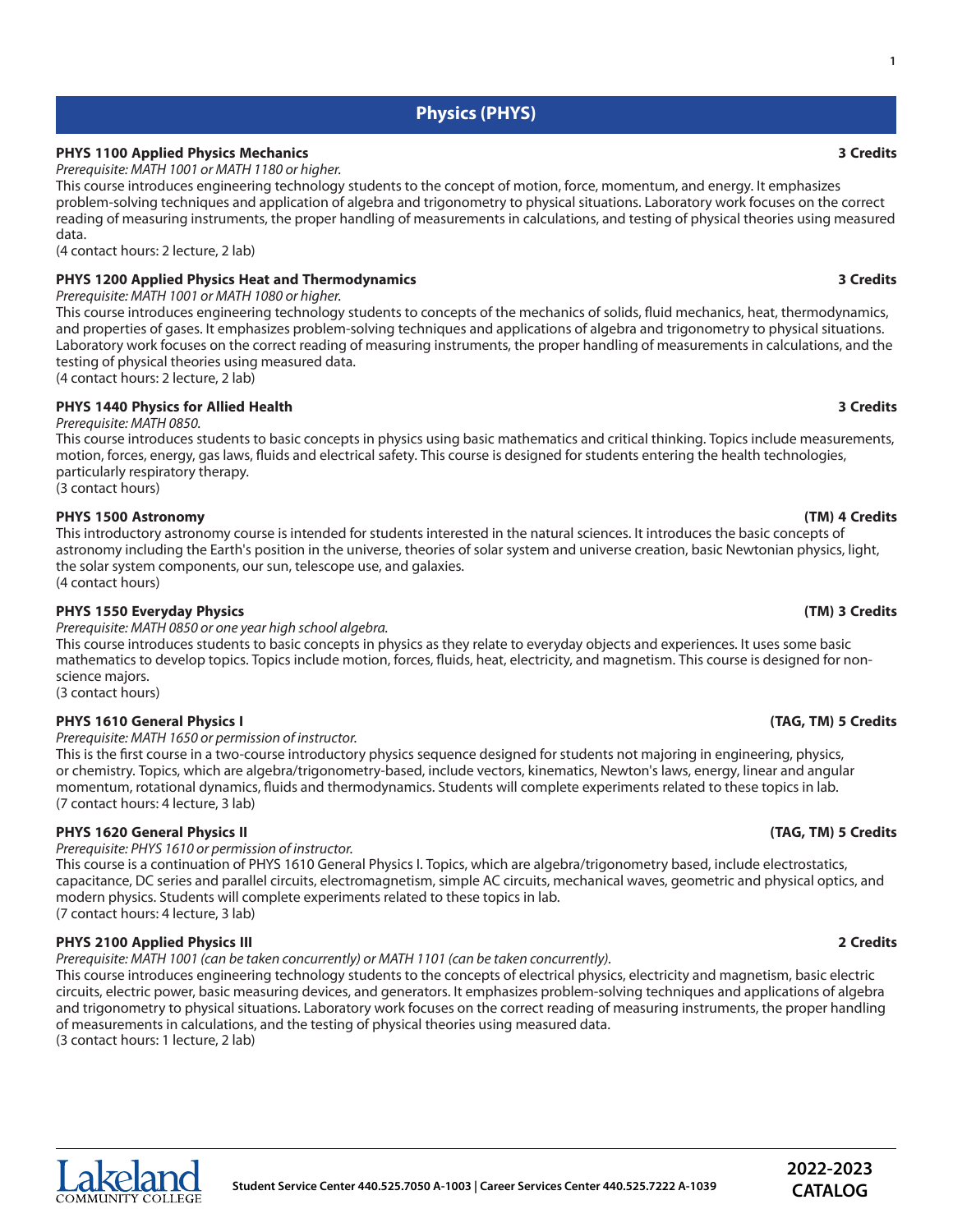# Physics (PHYS)

**PHYS 1100 Applied Physics Mechanics** **3 Credits**

*Prerequisite: MATH 1001 or MATH 1180 or higher.*

This course introduces engineering technology students to the concept of motion, force, momentum, and energy. It emphasizes problem-solving techniques and application of algebra and trigonometry to physical situations. Laboratory work focuses on the correct reading of measuring instruments, the proper handling of measurements in calculations, and testing of physical theories using measured data.

(4 contact hours: 2 lecture, 2 lab)

**PHYS 1200 Applied Physics Heat and Thermodynamics** **3 Credits**

*Prerequisite: MATH 1001 or MATH 1080 or higher.*

This course introduces engineering technology students to concepts of the mechanics of solids, fluid mechanics, heat, thermodynamics, and properties of gases. It emphasizes problem-solving techniques and applications of algebra and trigonometry to physical situations. Laboratory work focuses on the correct reading of measuring instruments, the proper handling of measurements in calculations, and the testing of physical theories using measured data.

(4 contact hours: 2 lecture, 2 lab)

**PHYS 1440 Physics for Allied Health** **3 Credits**

*Prerequisite: MATH 0850.*

This course introduces students to basic concepts in physics using basic mathematics and critical thinking. Topics include measurements, motion, forces, energy, gas laws, fluids and electrical safety. This course is designed for students entering the health technologies, particularly respiratory therapy.

(3 contact hours)

**PHYS 1500 Astronomy** **(TM) 4 Credits**

This introductory astronomy course is intended for students interested in the natural sciences. It introduces the basic concepts of astronomy including the Earth's position in the universe, theories of solar system and universe creation, basic Newtonian physics, light, the solar system components, our sun, telescope use, and galaxies.

(4 contact hours)

**PHYS 1550 Everyday Physics** **(TM) 3 Credits**

*Prerequisite: MATH 0850 or one year high school algebra.*

This course introduces students to basic concepts in physics as they relate to everyday objects and experiences. It uses some basic mathematics to develop topics. Topics include motion, forces, fluids, heat, electricity, and magnetism. This course is designed for non-science majors.

(3 contact hours)

**PHYS 1610 General Physics I** **(TAG, TM) 5 Credits**

*Prerequisite: MATH 1650 or permission of instructor.*

This is the first course in a two-course introductory physics sequence designed for students not majoring in engineering, physics, or chemistry. Topics, which are algebra/trigonometry-based, include vectors, kinematics, Newton's laws, energy, linear and angular momentum, rotational dynamics, fluids and thermodynamics. Students will complete experiments related to these topics in lab.

(7 contact hours: 4 lecture, 3 lab)

**PHYS 1620 General Physics II** **(TAG, TM) 5 Credits**

*Prerequisite: PHYS 1610 or permission of instructor.*

This course is a continuation of PHYS 1610 General Physics I. Topics, which are algebra/trigonometry based, include electrostatics, capacitance, DC series and parallel circuits, electromagnetism, simple AC circuits, mechanical waves, geometric and physical optics, and modern physics. Students will complete experiments related to these topics in lab.

(7 contact hours: 4 lecture, 3 lab)

**PHYS 2100 Applied Physics III** **2 Credits**

*Prerequisite: MATH 1001 (can be taken concurrently) or MATH 1101 (can be taken concurrently).*

This course introduces engineering technology students to the concepts of electrical physics, electricity and magnetism, basic electric circuits, electric power, basic measuring devices, and generators. It emphasizes problem-solving techniques and applications of algebra and trigonometry to physical situations. Laboratory work focuses on the correct reading of measuring instruments, the proper handling of measurements in calculations, and the testing of physical theories using measured data.

(3 contact hours: 1 lecture, 2 lab)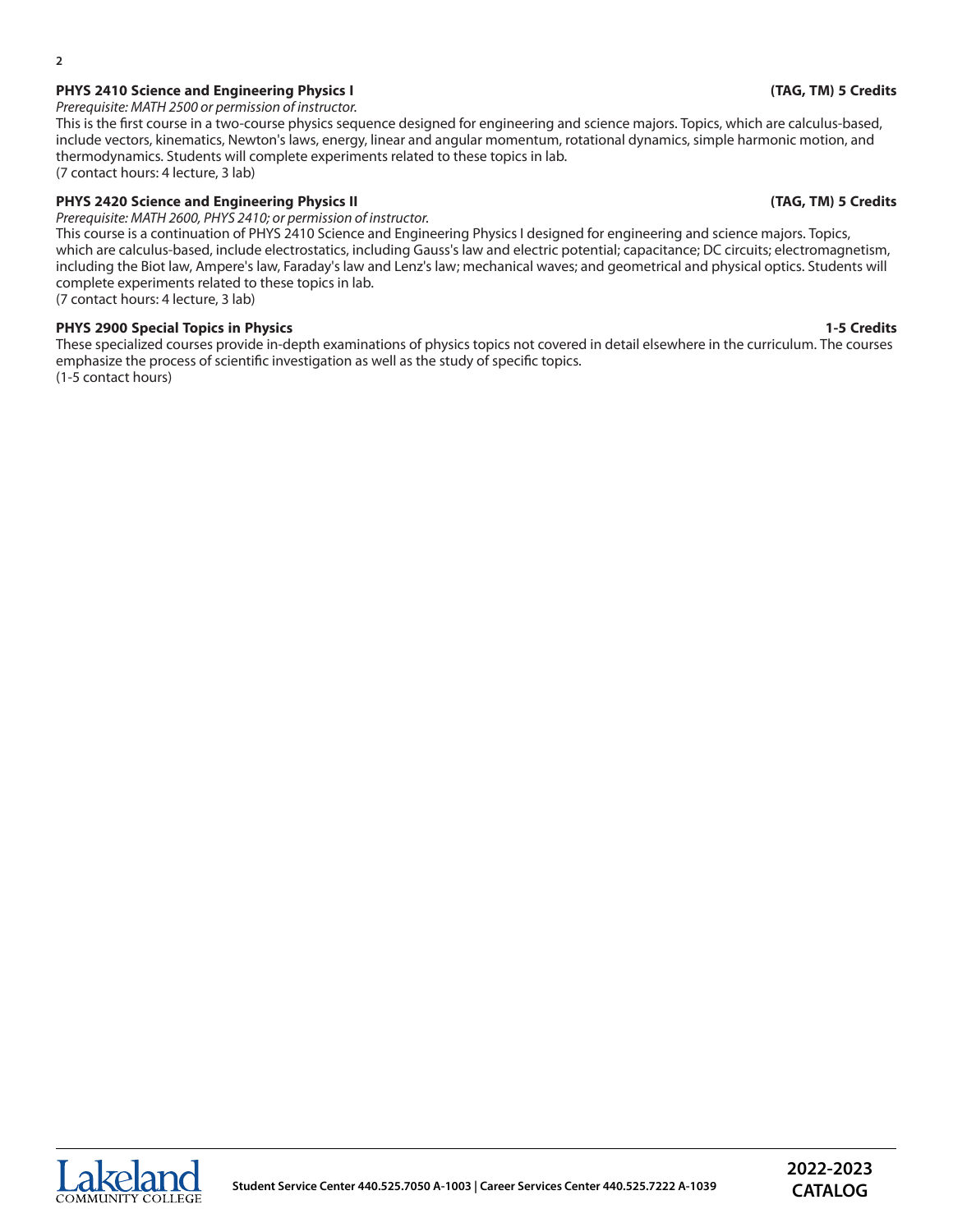**PHYS 2410 Science and Engineering Physics I** **(TAG, TM) 5 Credits**

*Prerequisite: MATH 2500 or permission of instructor.*

This is the first course in a two-course physics sequence designed for engineering and science majors. Topics, which are calculus-based, include vectors, kinematics, Newton's laws, energy, linear and angular momentum, rotational dynamics, simple harmonic motion, and thermodynamics. Students will complete experiments related to these topics in lab.
(7 contact hours: 4 lecture, 3 lab)

**PHYS 2420 Science and Engineering Physics II** **(TAG, TM) 5 Credits**

*Prerequisite: MATH 2600, PHYS 2410; or permission of instructor.*

This course is a continuation of PHYS 2410 Science and Engineering Physics I designed for engineering and science majors. Topics, which are calculus-based, include electrostatics, including Gauss's law and electric potential; capacitance; DC circuits; electromagnetism, including the Biot law, Ampere's law, Faraday's law and Lenz's law; mechanical waves; and geometrical and physical optics. Students will complete experiments related to these topics in lab.
(7 contact hours: 4 lecture, 3 lab)

**PHYS 2900 Special Topics in Physics** **1-5 Credits**

These specialized courses provide in-depth examinations of physics topics not covered in detail elsewhere in the curriculum. The courses emphasize the process of scientific investigation as well as the study of specific topics.
(1-5 contact hours)